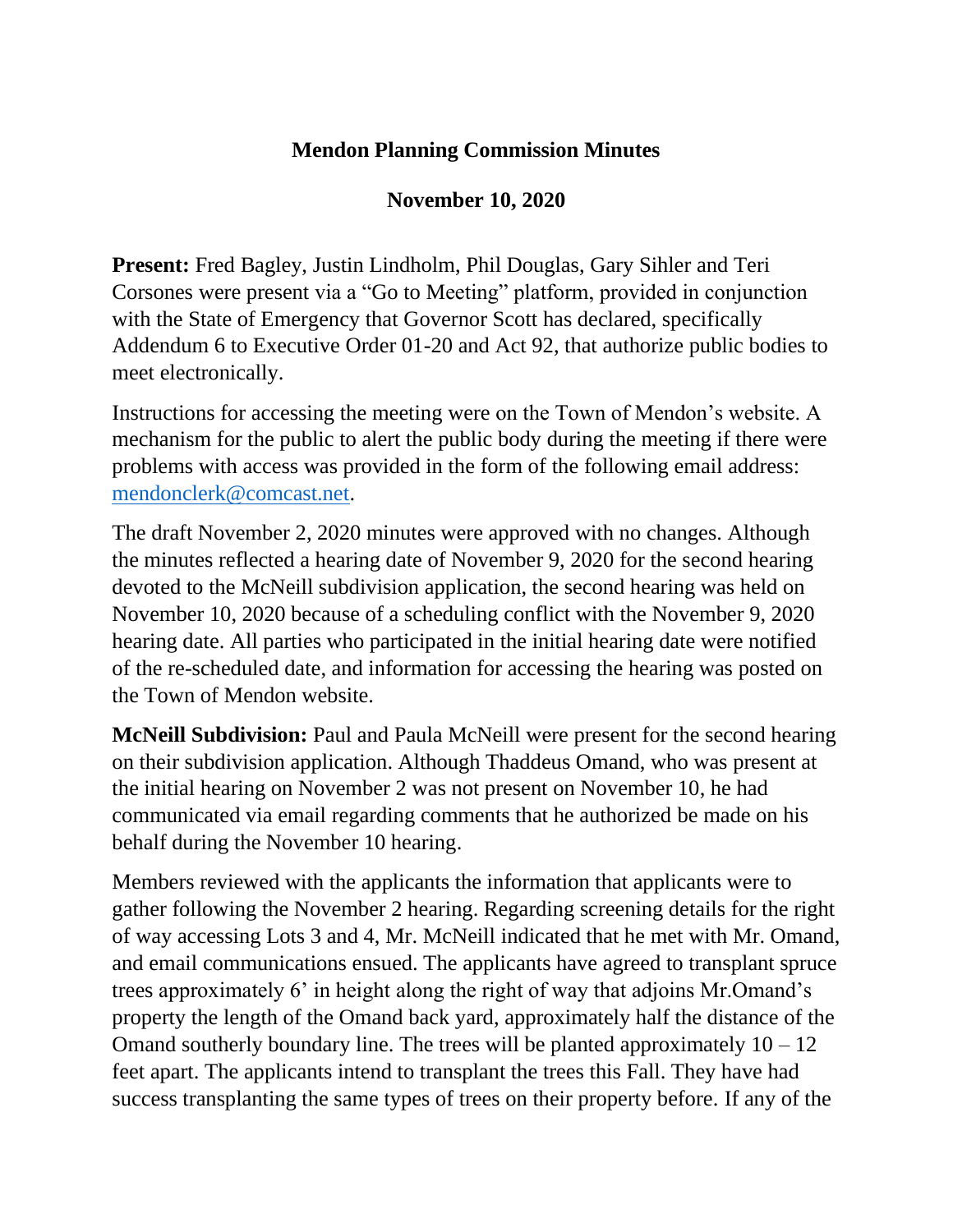**Mendon Planning Commission Minutes**

**November 10, 2020**

**Present:** Fred Bagley, Justin Lindholm, Phil Douglas, Gary Sihler and Teri Corsones were present via a "Go to Meeting" platform, provided in conjunction with the State of Emergency that Governor Scott has declared, specifically Addendum 6 to Executive Order 01-20 and Act 92, that authorize public bodies to meet electronically.

Instructions for accessing the meeting were on the Town of Mendon's website. A mechanism for the public to alert the public body during the meeting if there were problems with access was provided in the form of the following email address: mendonclerk@comcast.net.

The draft November 2, 2020 minutes were approved with no changes. Although the minutes reflected a hearing date of November 9, 2020 for the second hearing devoted to the McNeill subdivision application, the second hearing was held on November 10, 2020 because of a scheduling conflict with the November 9, 2020 hearing date. All parties who participated in the initial hearing date were notified of the re-scheduled date, and information for accessing the hearing was posted on the Town of Mendon website.

**McNeill Subdivision:** Paul and Paula McNeill were present for the second hearing on their subdivision application. Although Thaddeus Omand, who was present at the initial hearing on November 2 was not present on November 10, he had communicated via email regarding comments that he authorized be made on his behalf during the November 10 hearing.

Members reviewed with the applicants the information that applicants were to gather following the November 2 hearing. Regarding screening details for the right of way accessing Lots 3 and 4, Mr. McNeill indicated that he met with Mr. Omand, and email communications ensued. The applicants have agreed to transplant spruce trees approximately 6' in height along the right of way that adjoins Mr.Omand's property the length of the Omand back yard, approximately half the distance of the Omand southerly boundary line. The trees will be planted approximately 10 – 12 feet apart. The applicants intend to transplant the trees this Fall. They have had success transplanting the same types of trees on their property before. If any of the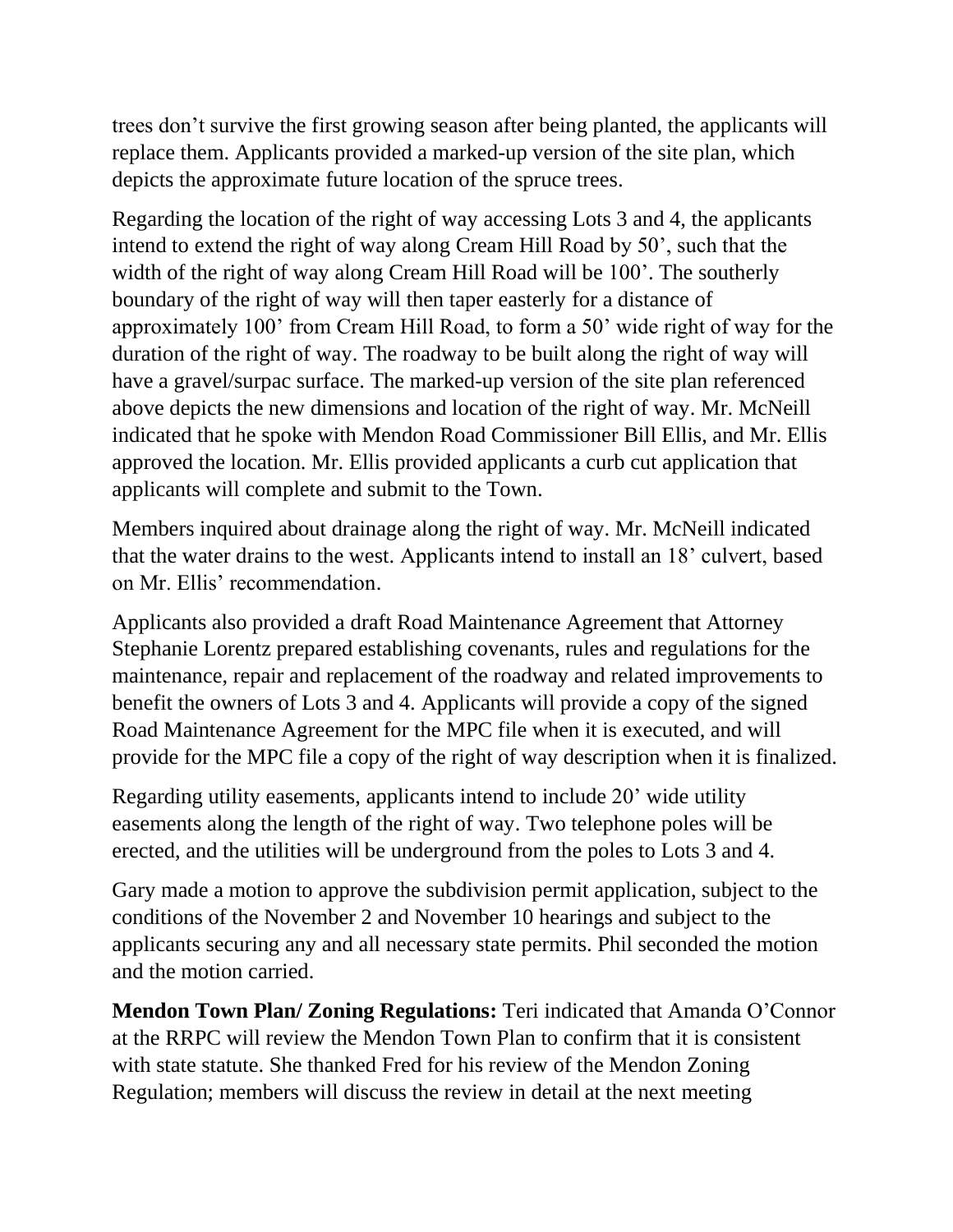trees don't survive the first growing season after being planted, the applicants will replace them. Applicants provided a marked-up version of the site plan, which depicts the approximate future location of the spruce trees.

Regarding the location of the right of way accessing Lots 3 and 4, the applicants intend to extend the right of way along Cream Hill Road by 50', such that the width of the right of way along Cream Hill Road will be 100'. The southerly boundary of the right of way will then taper easterly for a distance of approximately 100' from Cream Hill Road, to form a 50' wide right of way for the duration of the right of way. The roadway to be built along the right of way will have a gravel/surpac surface. The marked-up version of the site plan referenced above depicts the new dimensions and location of the right of way. Mr. McNeill indicated that he spoke with Mendon Road Commissioner Bill Ellis, and Mr. Ellis approved the location. Mr. Ellis provided applicants a curb cut application that applicants will complete and submit to the Town.

Members inquired about drainage along the right of way. Mr. McNeill indicated that the water drains to the west. Applicants intend to install an 18' culvert, based on Mr. Ellis' recommendation.

Applicants also provided a draft Road Maintenance Agreement that Attorney Stephanie Lorentz prepared establishing covenants, rules and regulations for the maintenance, repair and replacement of the roadway and related improvements to benefit the owners of Lots 3 and 4. Applicants will provide a copy of the signed Road Maintenance Agreement for the MPC file when it is executed, and will provide for the MPC file a copy of the right of way description when it is finalized.

Regarding utility easements, applicants intend to include 20' wide utility easements along the length of the right of way. Two telephone poles will be erected, and the utilities will be underground from the poles to Lots 3 and 4.

Gary made a motion to approve the subdivision permit application, subject to the conditions of the November 2 and November 10 hearings and subject to the applicants securing any and all necessary state permits. Phil seconded the motion and the motion carried.

**Mendon Town Plan/ Zoning Regulations:** Teri indicated that Amanda O'Connor at the RRPC will review the Mendon Town Plan to confirm that it is consistent with state statute. She thanked Fred for his review of the Mendon Zoning Regulation; members will discuss the review in detail at the next meeting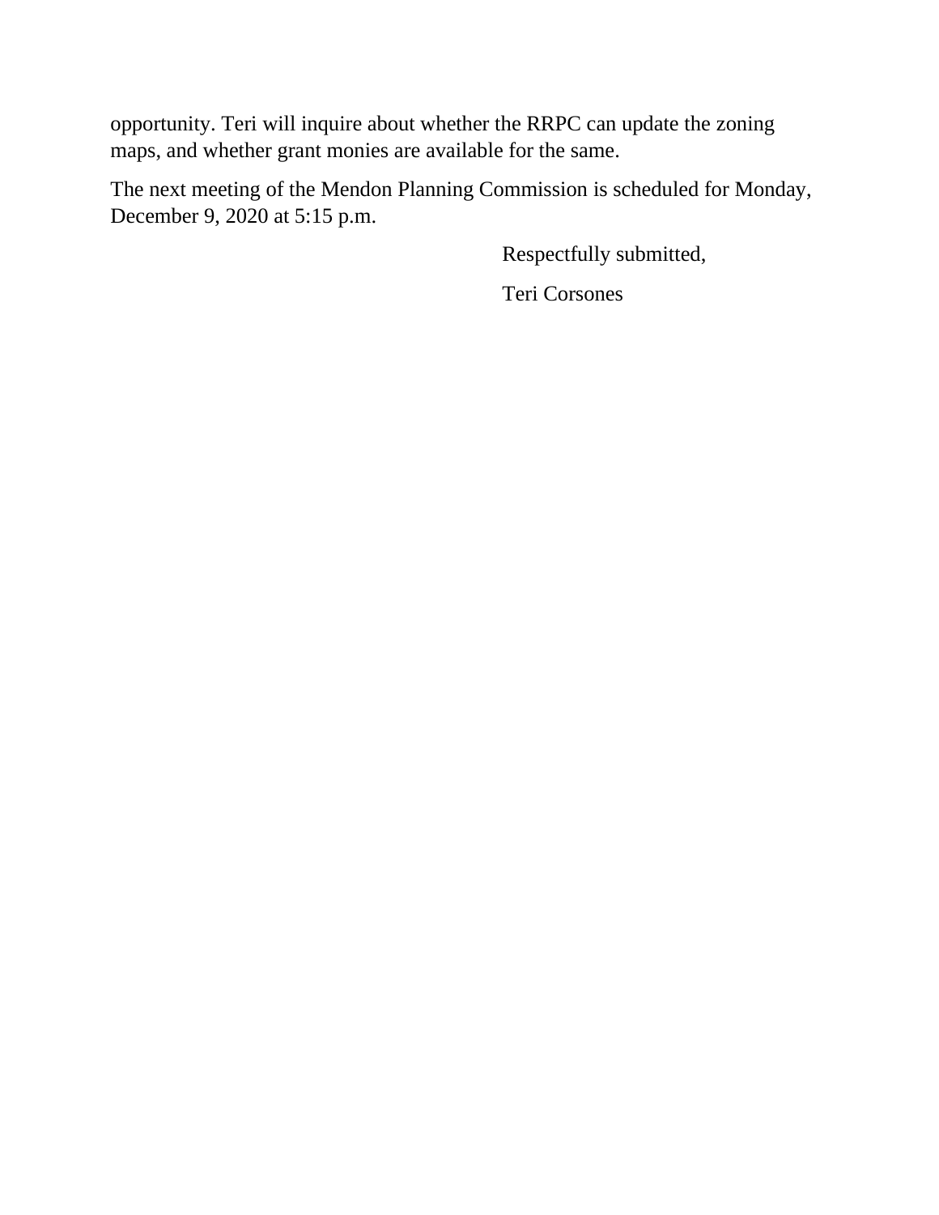opportunity. Teri will inquire about whether the RRPC can update the zoning maps, and whether grant monies are available for the same.

The next meeting of the Mendon Planning Commission is scheduled for Monday, December 9, 2020 at 5:15 p.m.

Respectfully submitted,

Teri Corsones